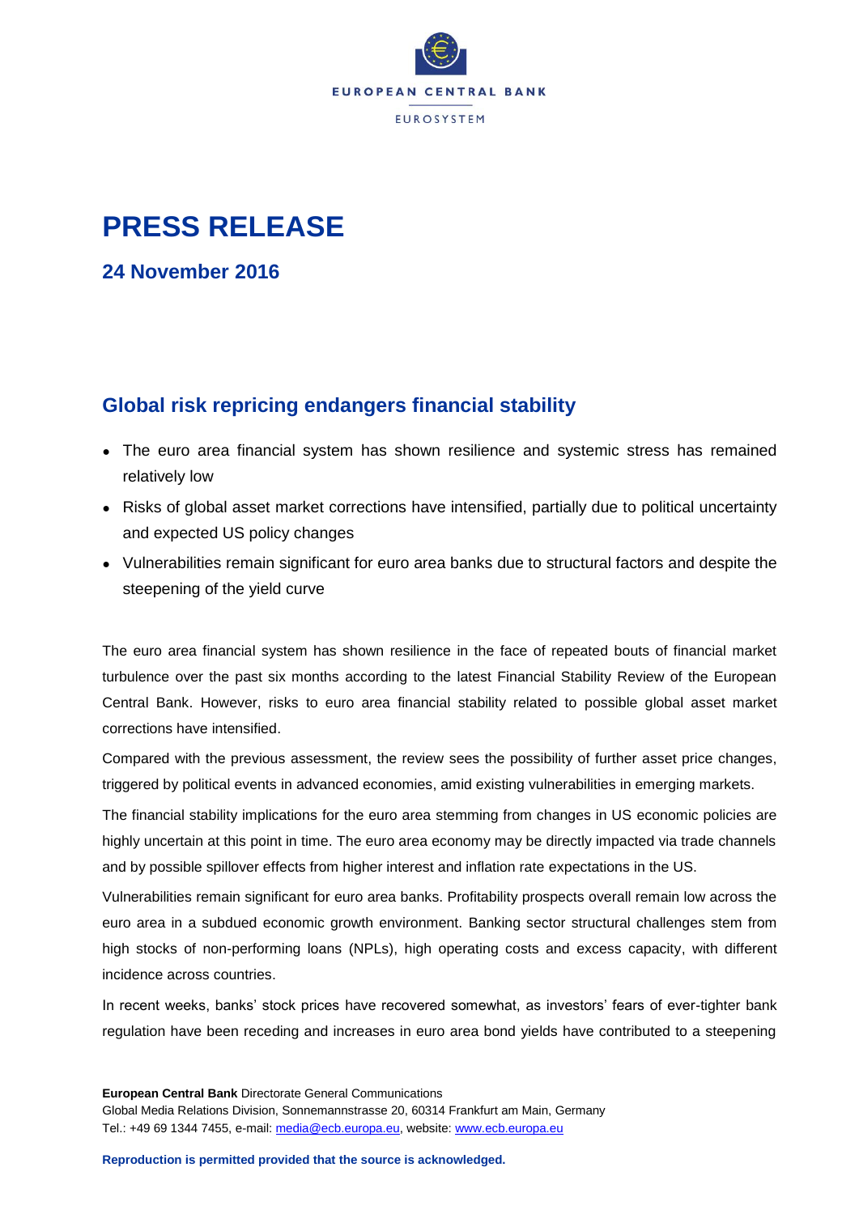EUROPEAN CENTRAL BANK

EUROSYSTEM

# PRESS RELEASE

## 24 November 2016

## Global risk repricing endangers financial stability

- The euro area financial system has shown resilience and systemic stress has remained relatively low
- Risks of global asset market corrections have intensified, partially due to political uncertainty and expected US policy changes
- Vulnerabilities remain significant for euro area banks due to structural factors and despite the steepening of the yield curve

The euro area financial system has shown resilience in the face of repeated bouts of financial market turbulence over the past six months according to the latest Financial Stability Review of the European Central Bank. However, risks to euro area financial stability related to possible global asset market corrections have intensified.

Compared with the previous assessment, the review sees the possibility of further asset price changes, triggered by political events in advanced economies, amid existing vulnerabilities in emerging markets.

The financial stability implications for the euro area stemming from changes in US economic policies are highly uncertain at this point in time. The euro area economy may be directly impacted via trade channels and by possible spillover effects from higher interest and inflation rate expectations in the US.

Vulnerabilities remain significant for euro area banks. Profitability prospects overall remain low across the euro area in a subdued economic growth environment. Banking sector structural challenges stem from high stocks of non-performing loans (NPLs), high operating costs and excess capacity, with different incidence across countries.

In recent weeks, banks' stock prices have recovered somewhat, as investors' fears of ever-tighter bank regulation have been receding and increases in euro area bond yields have contributed to a steepening

**European Central Bank** Directorate General Communications
Global Media Relations Division, Sonnemannstrasse 20, 60314 Frankfurt am Main, Germany
Tel.: +49 69 1344 7455, e-mail: media@ecb.europa.eu, website: www.ecb.europa.eu

**Reproduction is permitted provided that the source is acknowledged.**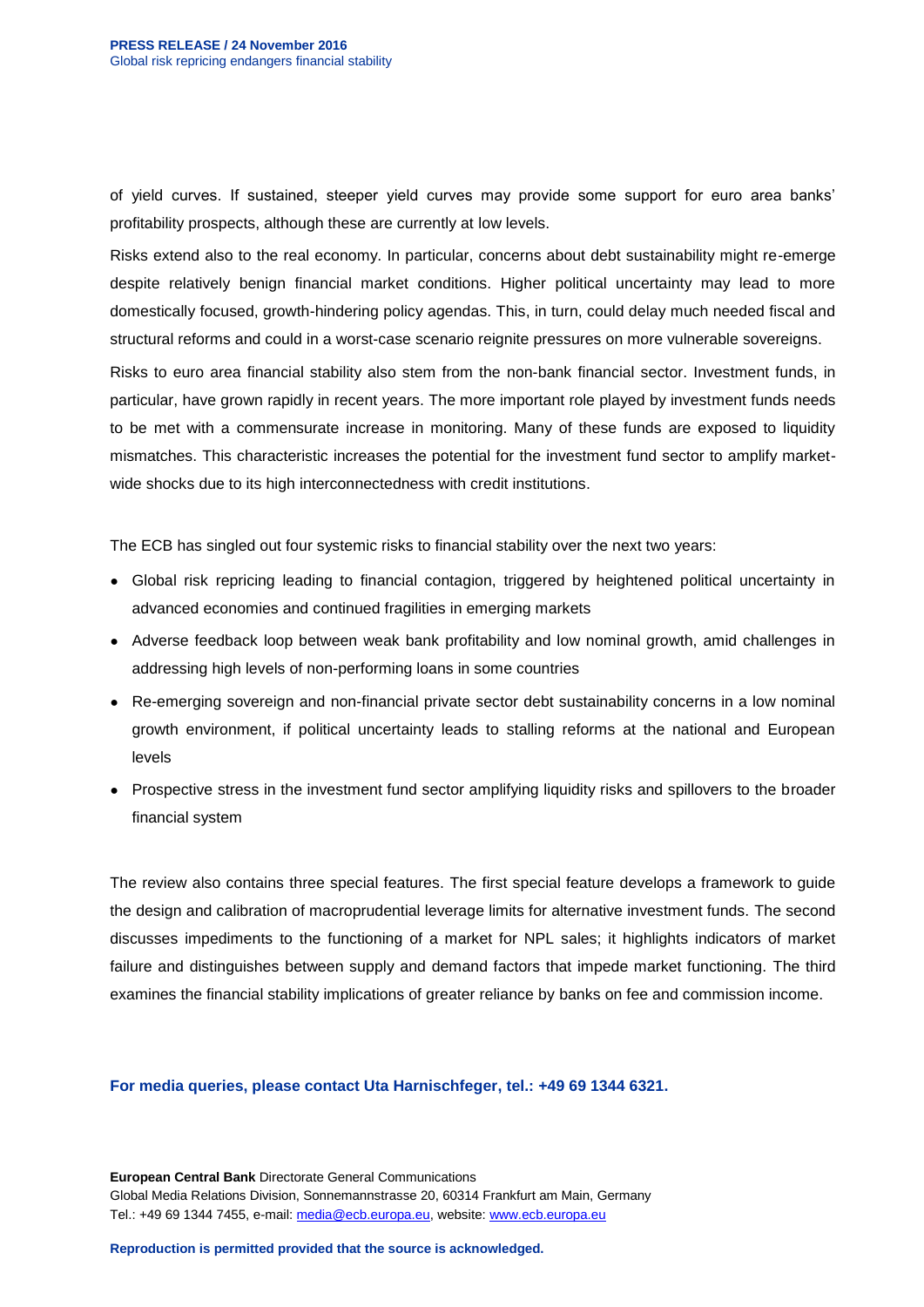of yield curves. If sustained, steeper yield curves may provide some support for euro area banks' profitability prospects, although these are currently at low levels.

Risks extend also to the real economy. In particular, concerns about debt sustainability might re-emerge despite relatively benign financial market conditions. Higher political uncertainty may lead to more domestically focused, growth-hindering policy agendas. This, in turn, could delay much needed fiscal and structural reforms and could in a worst-case scenario reignite pressures on more vulnerable sovereigns.

Risks to euro area financial stability also stem from the non-bank financial sector. Investment funds, in particular, have grown rapidly in recent years. The more important role played by investment funds needs to be met with a commensurate increase in monitoring. Many of these funds are exposed to liquidity mismatches. This characteristic increases the potential for the investment fund sector to amplify market-wide shocks due to its high interconnectedness with credit institutions.

The ECB has singled out four systemic risks to financial stability over the next two years:

- Global risk repricing leading to financial contagion, triggered by heightened political uncertainty in advanced economies and continued fragilities in emerging markets
- Adverse feedback loop between weak bank profitability and low nominal growth, amid challenges in addressing high levels of non-performing loans in some countries
- Re-emerging sovereign and non-financial private sector debt sustainability concerns in a low nominal growth environment, if political uncertainty leads to stalling reforms at the national and European levels
- Prospective stress in the investment fund sector amplifying liquidity risks and spillovers to the broader financial system

The review also contains three special features. The first special feature develops a framework to guide the design and calibration of macroprudential leverage limits for alternative investment funds. The second discusses impediments to the functioning of a market for NPL sales; it highlights indicators of market failure and distinguishes between supply and demand factors that impede market functioning. The third examines the financial stability implications of greater reliance by banks on fee and commission income.

**For media queries, please contact Uta Harnischfeger, tel.: +49 69 1344 6321.**

**European Central Bank** Directorate General Communications
Global Media Relations Division, Sonnemannstrasse 20, 60314 Frankfurt am Main, Germany
Tel.: +49 69 1344 7455, e-mail: media@ecb.europa.eu, website: www.ecb.europa.eu

**Reproduction is permitted provided that the source is acknowledged.**